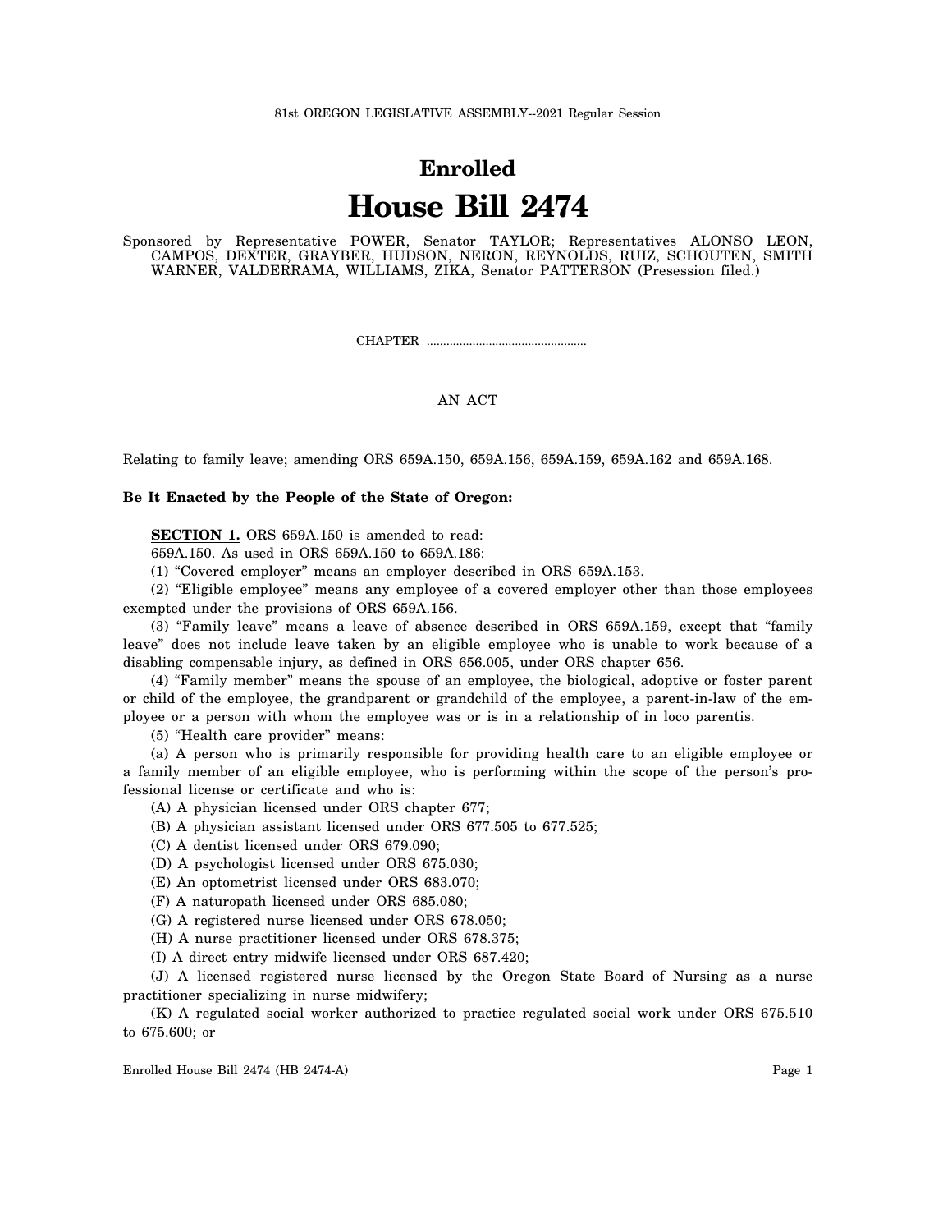81st OREGON LEGISLATIVE ASSEMBLY--2021 Regular Session

# Enrolled
# House Bill 2474

Sponsored by Representative POWER, Senator TAYLOR; Representatives ALONSO LEON, CAMPOS, DEXTER, GRAYBER, HUDSON, NERON, REYNOLDS, RUIZ, SCHOUTEN, SMITH WARNER, VALDERRAMA, WILLIAMS, ZIKA, Senator PATTERSON (Presession filed.)

CHAPTER .................................................

AN ACT

Relating to family leave; amending ORS 659A.150, 659A.156, 659A.159, 659A.162 and 659A.168.

**Be It Enacted by the People of the State of Oregon:**

**SECTION 1.** ORS 659A.150 is amended to read:

659A.150. As used in ORS 659A.150 to 659A.186:

(1) "Covered employer" means an employer described in ORS 659A.153.

(2) "Eligible employee" means any employee of a covered employer other than those employees exempted under the provisions of ORS 659A.156.

(3) "Family leave" means a leave of absence described in ORS 659A.159, except that "family leave" does not include leave taken by an eligible employee who is unable to work because of a disabling compensable injury, as defined in ORS 656.005, under ORS chapter 656.

(4) "Family member" means the spouse of an employee, the biological, adoptive or foster parent or child of the employee, the grandparent or grandchild of the employee, a parent-in-law of the employee or a person with whom the employee was or is in a relationship of in loco parentis.

(5) "Health care provider" means:

(a) A person who is primarily responsible for providing health care to an eligible employee or a family member of an eligible employee, who is performing within the scope of the person's professional license or certificate and who is:

(A) A physician licensed under ORS chapter 677;

(B) A physician assistant licensed under ORS 677.505 to 677.525;

(C) A dentist licensed under ORS 679.090;

(D) A psychologist licensed under ORS 675.030;

(E) An optometrist licensed under ORS 683.070;

(F) A naturopath licensed under ORS 685.080;

(G) A registered nurse licensed under ORS 678.050;

(H) A nurse practitioner licensed under ORS 678.375;

(I) A direct entry midwife licensed under ORS 687.420;

(J) A licensed registered nurse licensed by the Oregon State Board of Nursing as a nurse practitioner specializing in nurse midwifery;

(K) A regulated social worker authorized to practice regulated social work under ORS 675.510 to 675.600; or

Enrolled House Bill 2474 (HB 2474-A)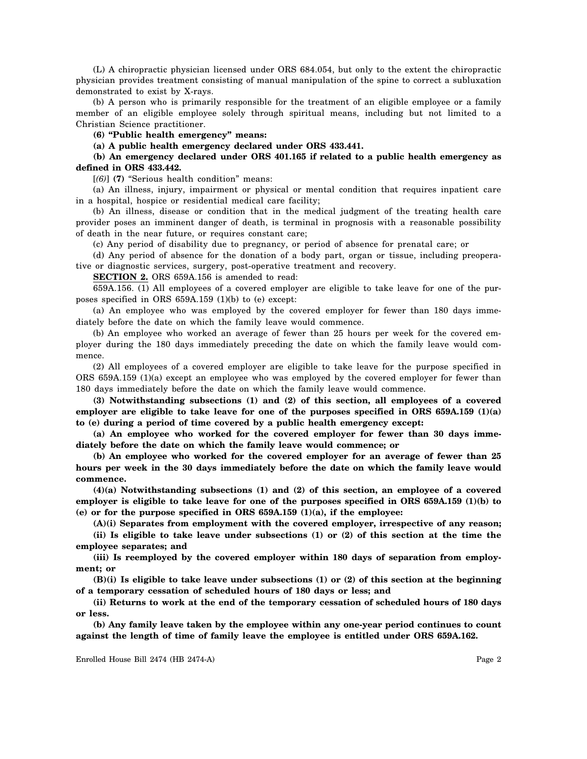(L) A chiropractic physician licensed under ORS 684.054, but only to the extent the chiropractic physician provides treatment consisting of manual manipulation of the spine to correct a subluxation demonstrated to exist by X-rays.

(b) A person who is primarily responsible for the treatment of an eligible employee or a family member of an eligible employee solely through spiritual means, including but not limited to a Christian Science practitioner.

**(6) "Public health emergency" means:**

**(a) A public health emergency declared under ORS 433.441.**

**(b) An emergency declared under ORS 401.165 if related to a public health emergency as defined in ORS 433.442.**

[*(6)*] **(7)** "Serious health condition" means:

(a) An illness, injury, impairment or physical or mental condition that requires inpatient care in a hospital, hospice or residential medical care facility;

(b) An illness, disease or condition that in the medical judgment of the treating health care provider poses an imminent danger of death, is terminal in prognosis with a reasonable possibility of death in the near future, or requires constant care;

(c) Any period of disability due to pregnancy, or period of absence for prenatal care; or

(d) Any period of absence for the donation of a body part, organ or tissue, including preoperative or diagnostic services, surgery, post-operative treatment and recovery.

**SECTION 2.** ORS 659A.156 is amended to read:

659A.156. (1) All employees of a covered employer are eligible to take leave for one of the purposes specified in ORS 659A.159 (1)(b) to (e) except:

(a) An employee who was employed by the covered employer for fewer than 180 days immediately before the date on which the family leave would commence.

(b) An employee who worked an average of fewer than 25 hours per week for the covered employer during the 180 days immediately preceding the date on which the family leave would commence.

(2) All employees of a covered employer are eligible to take leave for the purpose specified in ORS 659A.159 (1)(a) except an employee who was employed by the covered employer for fewer than 180 days immediately before the date on which the family leave would commence.

**(3) Notwithstanding subsections (1) and (2) of this section, all employees of a covered employer are eligible to take leave for one of the purposes specified in ORS 659A.159 (1)(a) to (e) during a period of time covered by a public health emergency except:**

**(a) An employee who worked for the covered employer for fewer than 30 days immediately before the date on which the family leave would commence; or**

**(b) An employee who worked for the covered employer for an average of fewer than 25 hours per week in the 30 days immediately before the date on which the family leave would commence.**

**(4)(a) Notwithstanding subsections (1) and (2) of this section, an employee of a covered employer is eligible to take leave for one of the purposes specified in ORS 659A.159 (1)(b) to (e) or for the purpose specified in ORS 659A.159 (1)(a), if the employee:**

**(A)(i) Separates from employment with the covered employer, irrespective of any reason;**

**(ii) Is eligible to take leave under subsections (1) or (2) of this section at the time the employee separates; and**

**(iii) Is reemployed by the covered employer within 180 days of separation from employment; or**

**(B)(i) Is eligible to take leave under subsections (1) or (2) of this section at the beginning of a temporary cessation of scheduled hours of 180 days or less; and**

**(ii) Returns to work at the end of the temporary cessation of scheduled hours of 180 days or less.**

**(b) Any family leave taken by the employee within any one-year period continues to count against the length of time of family leave the employee is entitled under ORS 659A.162.**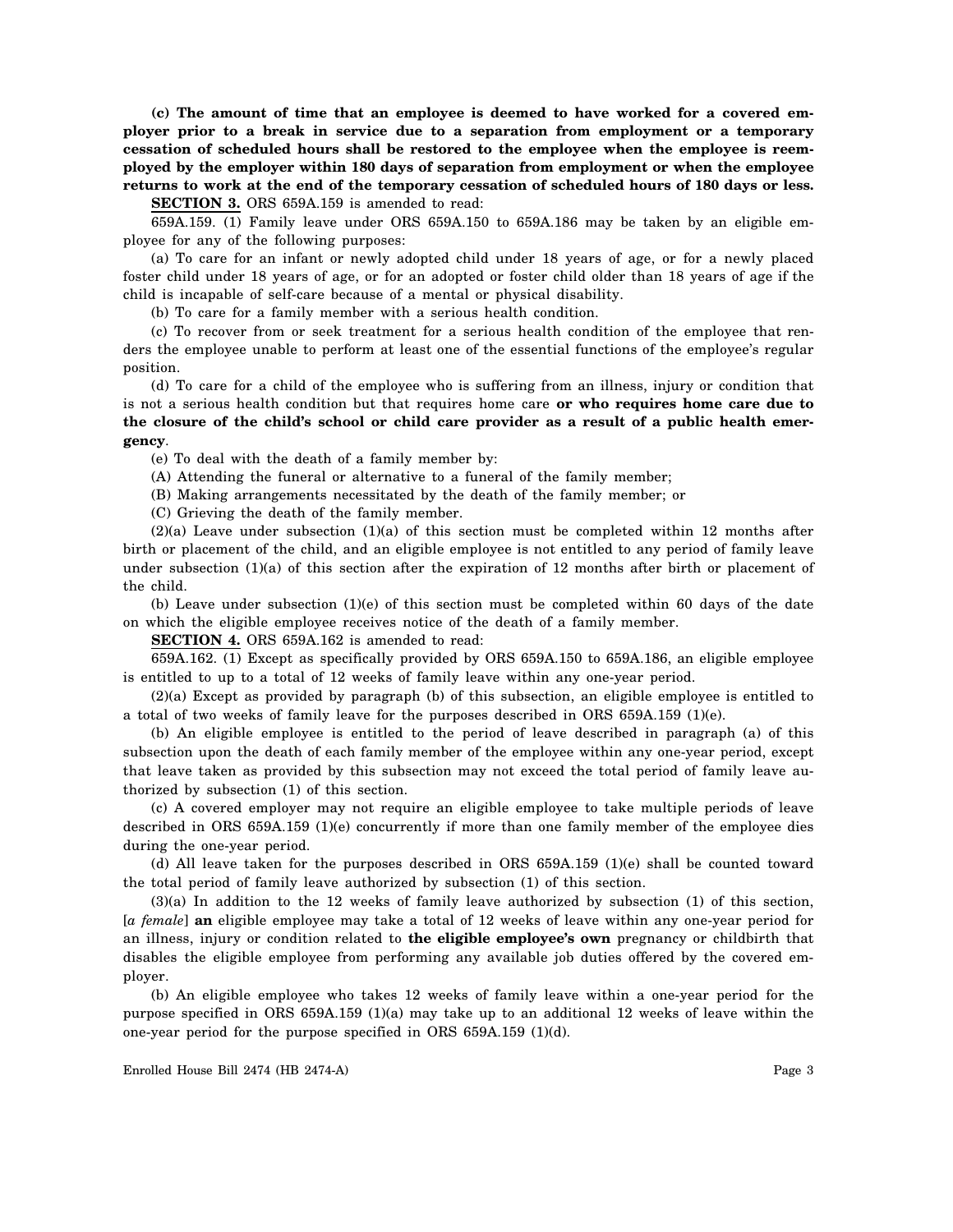**(c) The amount of time that an employee is deemed to have worked for a covered employer prior to a break in service due to a separation from employment or a temporary cessation of scheduled hours shall be restored to the employee when the employee is reemployed by the employer within 180 days of separation from employment or when the employee returns to work at the end of the temporary cessation of scheduled hours of 180 days or less.**

**SECTION 3.** ORS 659A.159 is amended to read:

659A.159. (1) Family leave under ORS 659A.150 to 659A.186 may be taken by an eligible employee for any of the following purposes:

(a) To care for an infant or newly adopted child under 18 years of age, or for a newly placed foster child under 18 years of age, or for an adopted or foster child older than 18 years of age if the child is incapable of self-care because of a mental or physical disability.

(b) To care for a family member with a serious health condition.

(c) To recover from or seek treatment for a serious health condition of the employee that renders the employee unable to perform at least one of the essential functions of the employee's regular position.

(d) To care for a child of the employee who is suffering from an illness, injury or condition that is not a serious health condition but that requires home care **or who requires home care due to the closure of the child's school or child care provider as a result of a public health emergency**.

(e) To deal with the death of a family member by:

(A) Attending the funeral or alternative to a funeral of the family member;

(B) Making arrangements necessitated by the death of the family member; or

(C) Grieving the death of the family member.

(2)(a) Leave under subsection (1)(a) of this section must be completed within 12 months after birth or placement of the child, and an eligible employee is not entitled to any period of family leave under subsection (1)(a) of this section after the expiration of 12 months after birth or placement of the child.

(b) Leave under subsection (1)(e) of this section must be completed within 60 days of the date on which the eligible employee receives notice of the death of a family member.

**SECTION 4.** ORS 659A.162 is amended to read:

659A.162. (1) Except as specifically provided by ORS 659A.150 to 659A.186, an eligible employee is entitled to up to a total of 12 weeks of family leave within any one-year period.

(2)(a) Except as provided by paragraph (b) of this subsection, an eligible employee is entitled to a total of two weeks of family leave for the purposes described in ORS 659A.159 (1)(e).

(b) An eligible employee is entitled to the period of leave described in paragraph (a) of this subsection upon the death of each family member of the employee within any one-year period, except that leave taken as provided by this subsection may not exceed the total period of family leave authorized by subsection (1) of this section.

(c) A covered employer may not require an eligible employee to take multiple periods of leave described in ORS 659A.159 (1)(e) concurrently if more than one family member of the employee dies during the one-year period.

(d) All leave taken for the purposes described in ORS 659A.159 (1)(e) shall be counted toward the total period of family leave authorized by subsection (1) of this section.

(3)(a) In addition to the 12 weeks of family leave authorized by subsection (1) of this section, [*a female*] **an** eligible employee may take a total of 12 weeks of leave within any one-year period for an illness, injury or condition related to **the eligible employee's own** pregnancy or childbirth that disables the eligible employee from performing any available job duties offered by the covered employer.

(b) An eligible employee who takes 12 weeks of family leave within a one-year period for the purpose specified in ORS 659A.159 (1)(a) may take up to an additional 12 weeks of leave within the one-year period for the purpose specified in ORS 659A.159 (1)(d).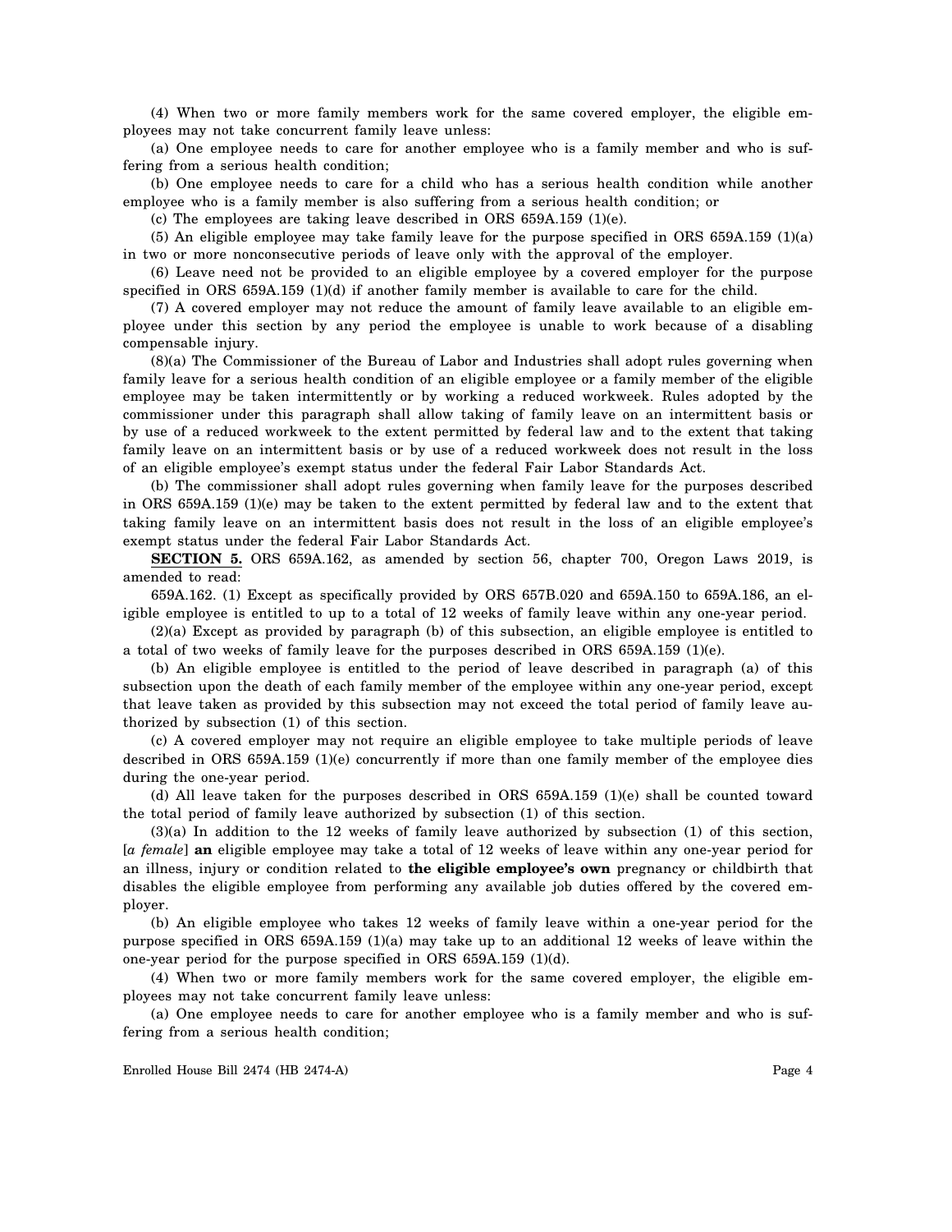(4) When two or more family members work for the same covered employer, the eligible employees may not take concurrent family leave unless:

(a) One employee needs to care for another employee who is a family member and who is suffering from a serious health condition;

(b) One employee needs to care for a child who has a serious health condition while another employee who is a family member is also suffering from a serious health condition; or

(c) The employees are taking leave described in ORS 659A.159 (1)(e).

(5) An eligible employee may take family leave for the purpose specified in ORS 659A.159 (1)(a) in two or more nonconsecutive periods of leave only with the approval of the employer.

(6) Leave need not be provided to an eligible employee by a covered employer for the purpose specified in ORS 659A.159 (1)(d) if another family member is available to care for the child.

(7) A covered employer may not reduce the amount of family leave available to an eligible employee under this section by any period the employee is unable to work because of a disabling compensable injury.

(8)(a) The Commissioner of the Bureau of Labor and Industries shall adopt rules governing when family leave for a serious health condition of an eligible employee or a family member of the eligible employee may be taken intermittently or by working a reduced workweek. Rules adopted by the commissioner under this paragraph shall allow taking of family leave on an intermittent basis or by use of a reduced workweek to the extent permitted by federal law and to the extent that taking family leave on an intermittent basis or by use of a reduced workweek does not result in the loss of an eligible employee's exempt status under the federal Fair Labor Standards Act.

(b) The commissioner shall adopt rules governing when family leave for the purposes described in ORS 659A.159 (1)(e) may be taken to the extent permitted by federal law and to the extent that taking family leave on an intermittent basis does not result in the loss of an eligible employee's exempt status under the federal Fair Labor Standards Act.

**SECTION 5.** ORS 659A.162, as amended by section 56, chapter 700, Oregon Laws 2019, is amended to read:

659A.162. (1) Except as specifically provided by ORS 657B.020 and 659A.150 to 659A.186, an eligible employee is entitled to up to a total of 12 weeks of family leave within any one-year period.

(2)(a) Except as provided by paragraph (b) of this subsection, an eligible employee is entitled to a total of two weeks of family leave for the purposes described in ORS 659A.159 (1)(e).

(b) An eligible employee is entitled to the period of leave described in paragraph (a) of this subsection upon the death of each family member of the employee within any one-year period, except that leave taken as provided by this subsection may not exceed the total period of family leave authorized by subsection (1) of this section.

(c) A covered employer may not require an eligible employee to take multiple periods of leave described in ORS 659A.159 (1)(e) concurrently if more than one family member of the employee dies during the one-year period.

(d) All leave taken for the purposes described in ORS 659A.159 (1)(e) shall be counted toward the total period of family leave authorized by subsection (1) of this section.

(3)(a) In addition to the 12 weeks of family leave authorized by subsection (1) of this section, [*a female*] **an** eligible employee may take a total of 12 weeks of leave within any one-year period for an illness, injury or condition related to **the eligible employee's own** pregnancy or childbirth that disables the eligible employee from performing any available job duties offered by the covered employer.

(b) An eligible employee who takes 12 weeks of family leave within a one-year period for the purpose specified in ORS 659A.159 (1)(a) may take up to an additional 12 weeks of leave within the one-year period for the purpose specified in ORS 659A.159 (1)(d).

(4) When two or more family members work for the same covered employer, the eligible employees may not take concurrent family leave unless:

(a) One employee needs to care for another employee who is a family member and who is suffering from a serious health condition;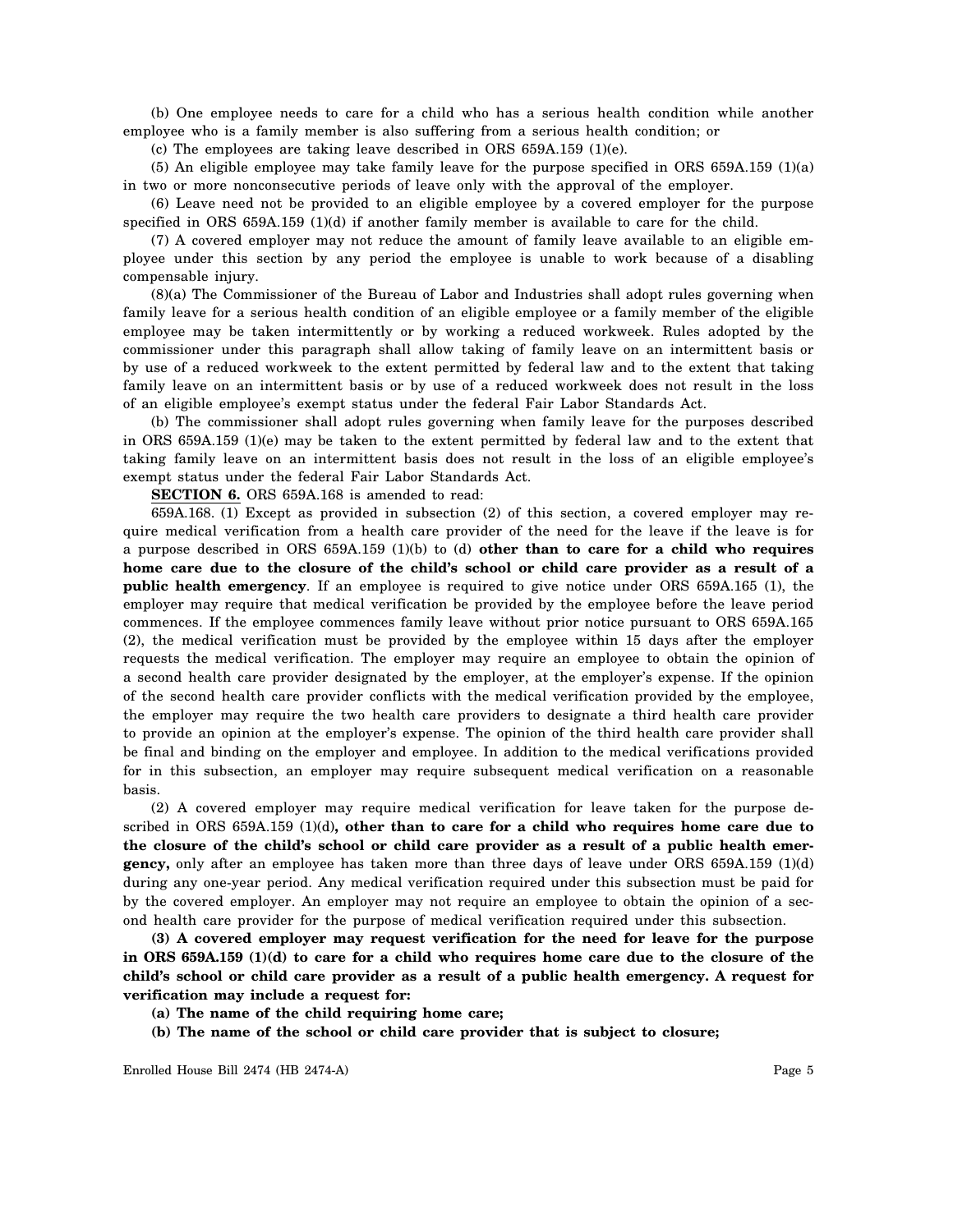(b) One employee needs to care for a child who has a serious health condition while another employee who is a family member is also suffering from a serious health condition; or

(c) The employees are taking leave described in ORS 659A.159 (1)(e).

(5) An eligible employee may take family leave for the purpose specified in ORS 659A.159 (1)(a) in two or more nonconsecutive periods of leave only with the approval of the employer.

(6) Leave need not be provided to an eligible employee by a covered employer for the purpose specified in ORS 659A.159 (1)(d) if another family member is available to care for the child.

(7) A covered employer may not reduce the amount of family leave available to an eligible employee under this section by any period the employee is unable to work because of a disabling compensable injury.

(8)(a) The Commissioner of the Bureau of Labor and Industries shall adopt rules governing when family leave for a serious health condition of an eligible employee or a family member of the eligible employee may be taken intermittently or by working a reduced workweek. Rules adopted by the commissioner under this paragraph shall allow taking of family leave on an intermittent basis or by use of a reduced workweek to the extent permitted by federal law and to the extent that taking family leave on an intermittent basis or by use of a reduced workweek does not result in the loss of an eligible employee's exempt status under the federal Fair Labor Standards Act.

(b) The commissioner shall adopt rules governing when family leave for the purposes described in ORS 659A.159 (1)(e) may be taken to the extent permitted by federal law and to the extent that taking family leave on an intermittent basis does not result in the loss of an eligible employee's exempt status under the federal Fair Labor Standards Act.

**SECTION 6.** ORS 659A.168 is amended to read:

659A.168. (1) Except as provided in subsection (2) of this section, a covered employer may require medical verification from a health care provider of the need for the leave if the leave is for a purpose described in ORS 659A.159 (1)(b) to (d) **other than to care for a child who requires home care due to the closure of the child's school or child care provider as a result of a public health emergency**. If an employee is required to give notice under ORS 659A.165 (1), the employer may require that medical verification be provided by the employee before the leave period commences. If the employee commences family leave without prior notice pursuant to ORS 659A.165 (2), the medical verification must be provided by the employee within 15 days after the employer requests the medical verification. The employer may require an employee to obtain the opinion of a second health care provider designated by the employer, at the employer's expense. If the opinion of the second health care provider conflicts with the medical verification provided by the employee, the employer may require the two health care providers to designate a third health care provider to provide an opinion at the employer's expense. The opinion of the third health care provider shall be final and binding on the employer and employee. In addition to the medical verifications provided for in this subsection, an employer may require subsequent medical verification on a reasonable basis.

(2) A covered employer may require medical verification for leave taken for the purpose described in ORS 659A.159 (1)(d)**, other than to care for a child who requires home care due to the closure of the child's school or child care provider as a result of a public health emergency,** only after an employee has taken more than three days of leave under ORS 659A.159 (1)(d) during any one-year period. Any medical verification required under this subsection must be paid for by the covered employer. An employer may not require an employee to obtain the opinion of a second health care provider for the purpose of medical verification required under this subsection.

**(3) A covered employer may request verification for the need for leave for the purpose in ORS 659A.159 (1)(d) to care for a child who requires home care due to the closure of the child's school or child care provider as a result of a public health emergency. A request for verification may include a request for:**

**(a) The name of the child requiring home care;**

**(b) The name of the school or child care provider that is subject to closure;**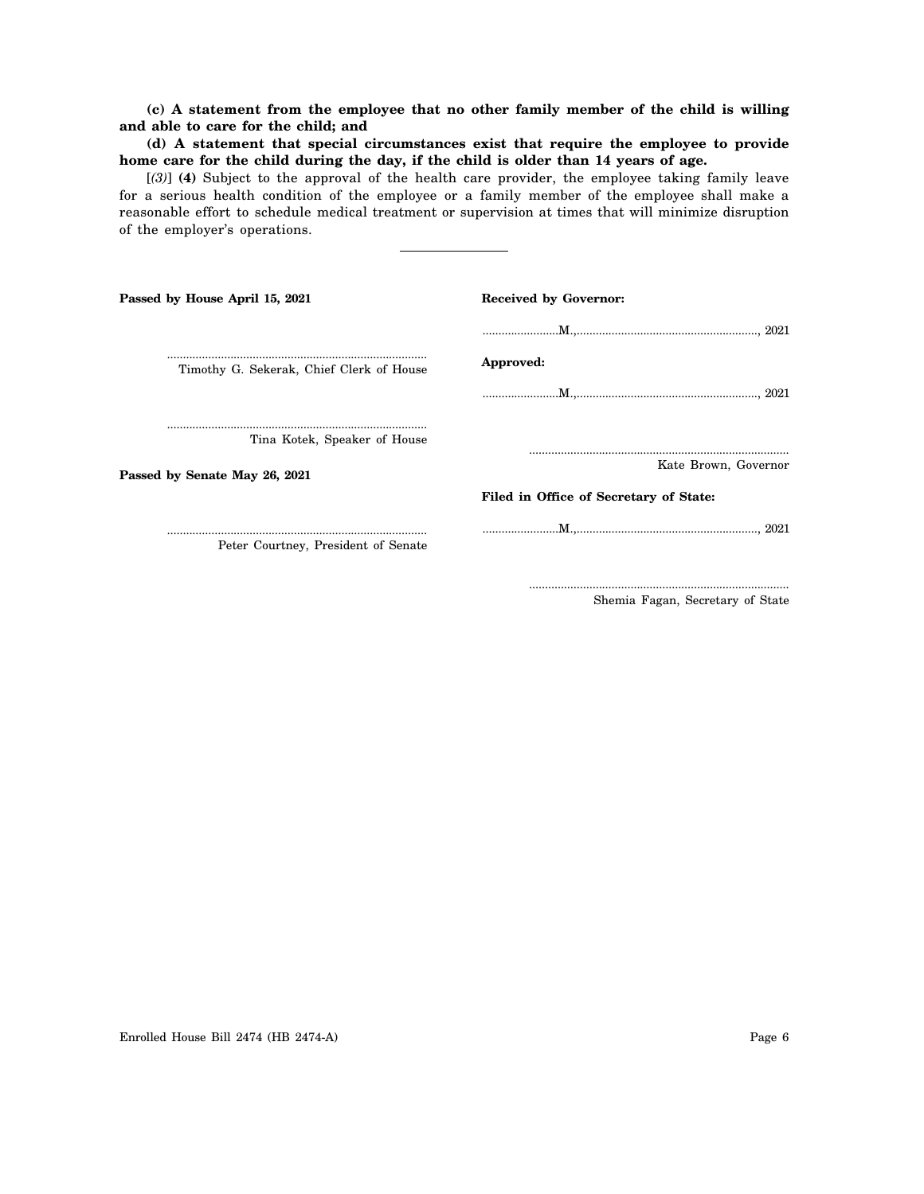**(c) A statement from the employee that no other family member of the child is willing and able to care for the child; and**

**(d) A statement that special circumstances exist that require the employee to provide home care for the child during the day, if the child is older than 14 years of age.**

[*(3)*] **(4)** Subject to the approval of the health care provider, the employee taking family leave for a serious health condition of the employee or a family member of the employee shall make a reasonable effort to schedule medical treatment or supervision at times that will minimize disruption of the employer's operations.

---

**Passed by House April 15, 2021**

..................................................................................
Timothy G. Sekerak, Chief Clerk of House

..................................................................................
Tina Kotek, Speaker of House

**Passed by Senate May 26, 2021**

..................................................................................
Peter Courtney, President of Senate

**Received by Governor:**

........................M.,........................................................., 2021

**Approved:**

........................M.,........................................................., 2021

..................................................................................
Kate Brown, Governor

**Filed in Office of Secretary of State:**

........................M.,........................................................., 2021

..................................................................................
Shemia Fagan, Secretary of State